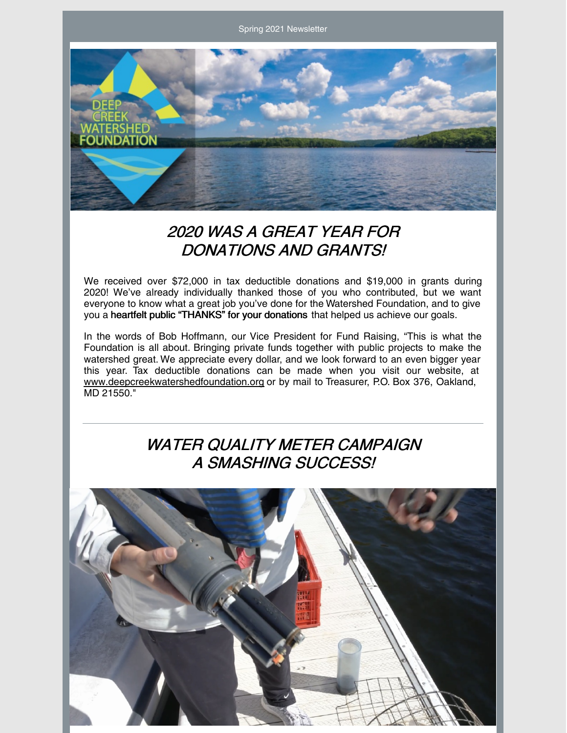Spring 2021 Newsletter

## *2020 WAS A GREAT YEAR FOR DONATIONS AND GRANTS!*

We received over $72,000 in tax deductible donations and $19,000 in grants during 2020! We've already individually thanked those of you who contributed, but we want everyone to know what a great job you've done for the Watershed Foundation, and to give you a **heartfelt public "THANKS" for your donations** that helped us achieve our goals.

In the words of Bob Hoffmann, our Vice President for Fund Raising, "This is what the Foundation is all about. Bringing private funds together with public projects to make the watershed great. We appreciate every dollar, and we look forward to an even bigger year this year. Tax deductible donations can be made when you visit our website, at www.deepcreekwatershedfoundation.org or by mail to Treasurer, P.O. Box 376, Oakland, MD 21550."

---

## *WATER QUALITY METER CAMPAIGN A SMASHING SUCCESS!*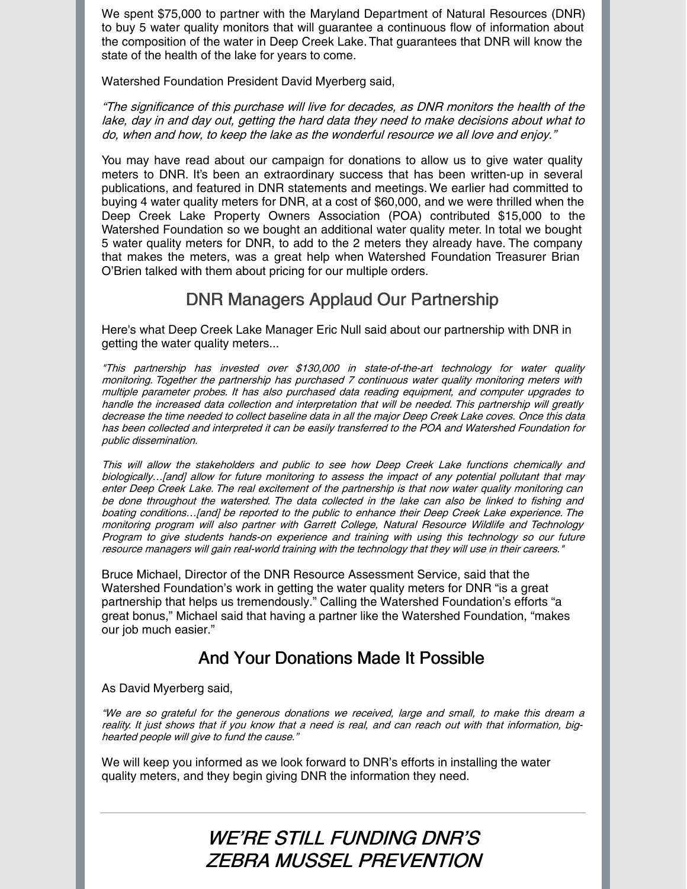We spent $75,000 to partner with the Maryland Department of Natural Resources (DNR) to buy 5 water quality monitors that will guarantee a continuous flow of information about the composition of the water in Deep Creek Lake. That guarantees that DNR will know the state of the health of the lake for years to come.

Watershed Foundation President David Myerberg said,

*"The significance of this purchase will live for decades, as DNR monitors the health of the lake, day in and day out, getting the hard data they need to make decisions about what to do, when and how, to keep the lake as the wonderful resource we all love and enjoy."*

You may have read about our campaign for donations to allow us to give water quality meters to DNR. It's been an extraordinary success that has been written-up in several publications, and featured in DNR statements and meetings. We earlier had committed to buying 4 water quality meters for DNR, at a cost of $60,000, and we were thrilled when the Deep Creek Lake Property Owners Association (POA) contributed $15,000 to the Watershed Foundation so we bought an additional water quality meter. In total we bought 5 water quality meters for DNR, to add to the 2 meters they already have. The company that makes the meters, was a great help when Watershed Foundation Treasurer Brian O'Brien talked with them about pricing for our multiple orders.

## DNR Managers Applaud Our Partnership

Here's what Deep Creek Lake Manager Eric Null said about our partnership with DNR in getting the water quality meters...

*"This partnership has invested over $130,000 in state-of-the-art technology for water quality monitoring. Together the partnership has purchased 7 continuous water quality monitoring meters with multiple parameter probes. It has also purchased data reading equipment, and computer upgrades to handle the increased data collection and interpretation that will be needed. This partnership will greatly decrease the time needed to collect baseline data in all the major Deep Creek Lake coves. Once this data has been collected and interpreted it can be easily transferred to the POA and Watershed Foundation for public dissemination.*

*This will allow the stakeholders and public to see how Deep Creek Lake functions chemically and biologically…[and] allow for future monitoring to assess the impact of any potential pollutant that may enter Deep Creek Lake. The real excitement of the partnership is that now water quality monitoring can be done throughout the watershed. The data collected in the lake can also be linked to fishing and boating conditions…[and] be reported to the public to enhance their Deep Creek Lake experience. The monitoring program will also partner with Garrett College, Natural Resource Wildlife and Technology Program to give students hands-on experience and training with using this technology so our future resource managers will gain real-world training with the technology that they will use in their careers."*

Bruce Michael, Director of the DNR Resource Assessment Service, said that the Watershed Foundation's work in getting the water quality meters for DNR "is a great partnership that helps us tremendously." Calling the Watershed Foundation's efforts "a great bonus," Michael said that having a partner like the Watershed Foundation, "makes our job much easier."

## And Your Donations Made It Possible

As David Myerberg said,

*"We are so grateful for the generous donations we received, large and small, to make this dream a reality. It just shows that if you know that a need is real, and can reach out with that information, big-hearted people will give to fund the cause."*

We will keep you informed as we look forward to DNR's efforts in installing the water quality meters, and they begin giving DNR the information they need.

---

# *WE'RE STILL FUNDING DNR'S ZEBRA MUSSEL PREVENTION*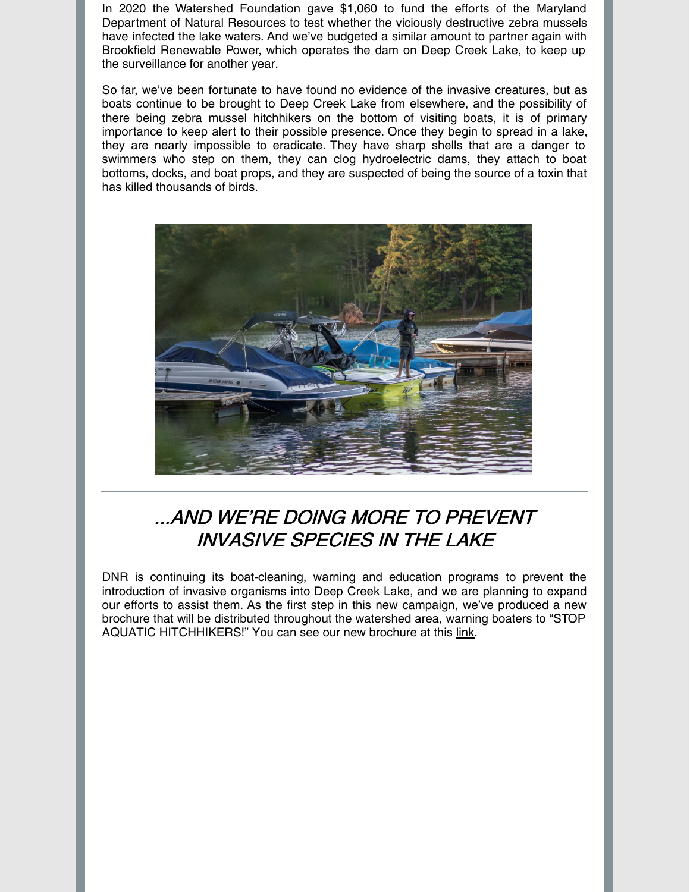In 2020 the Watershed Foundation gave $1,060 to fund the efforts of the Maryland Department of Natural Resources to test whether the viciously destructive zebra mussels have infected the lake waters. And we've budgeted a similar amount to partner again with Brookfield Renewable Power, which operates the dam on Deep Creek Lake, to keep up the surveillance for another year.

So far, we've been fortunate to have found no evidence of the invasive creatures, but as boats continue to be brought to Deep Creek Lake from elsewhere, and the possibility of there being zebra mussel hitchhikers on the bottom of visiting boats, it is of primary importance to keep alert to their possible presence. Once they begin to spread in a lake, they are nearly impossible to eradicate. They have sharp shells that are a danger to swimmers who step on them, they can clog hydroelectric dams, they attach to boat bottoms, docks, and boat props, and they are suspected of being the source of a toxin that has killed thousands of birds.

## *...AND WE'RE DOING MORE TO PREVENT INVASIVE SPECIES IN THE LAKE*

DNR is continuing its boat-cleaning, warning and education programs to prevent the introduction of invasive organisms into Deep Creek Lake, and we are planning to expand our efforts to assist them. As the first step in this new campaign, we've produced a new brochure that will be distributed throughout the watershed area, warning boaters to "STOP AQUATIC HITCHHIKERS!" You can see our new brochure at this link.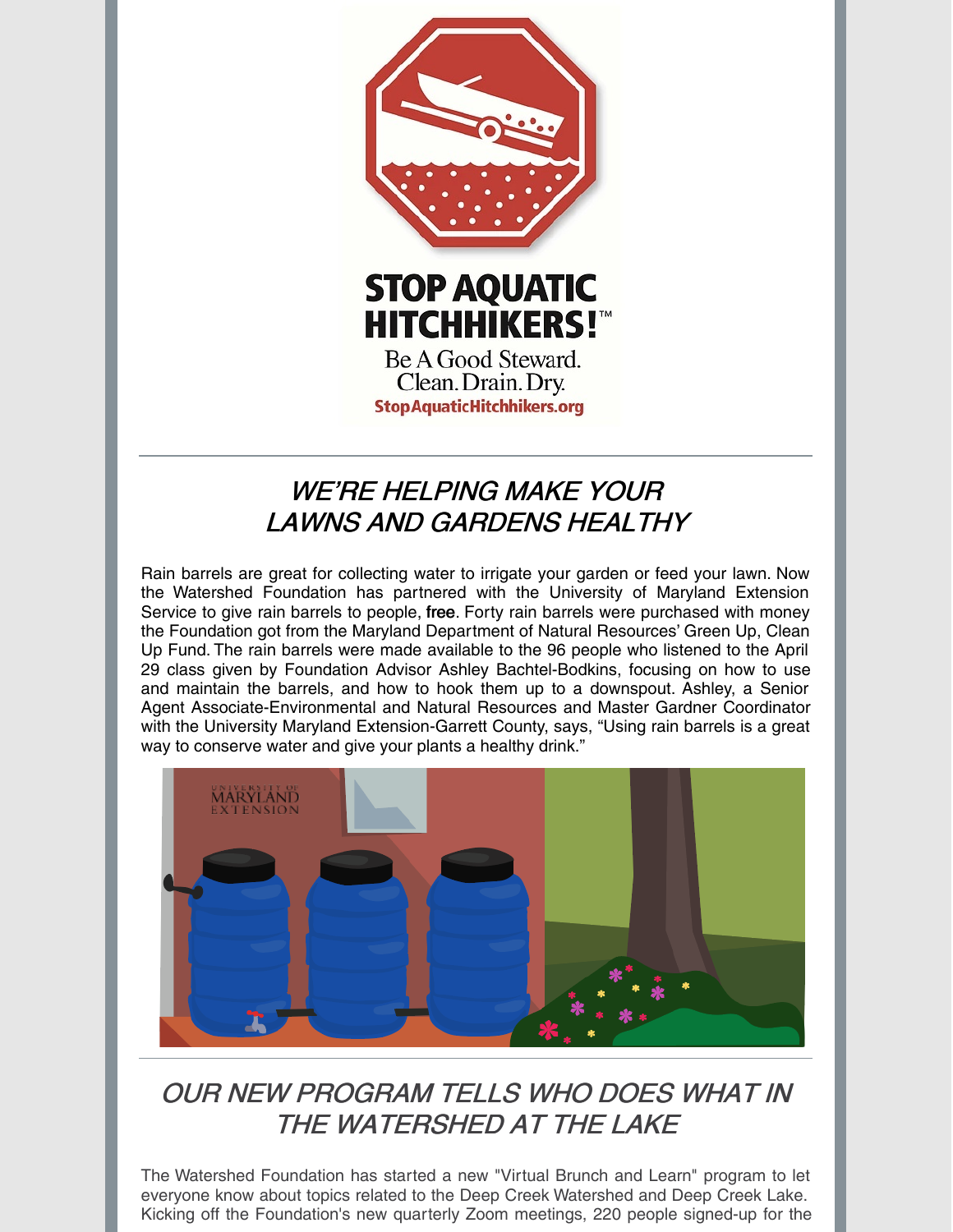STOP AQUATIC HITCHHIKERS!™

Be A Good Steward.
Clean. Drain. Dry.
StopAquaticHitchhikers.org

## *WE'RE HELPING MAKE YOUR LAWNS AND GARDENS HEALTHY*

Rain barrels are great for collecting water to irrigate your garden or feed your lawn. Now the Watershed Foundation has partnered with the University of Maryland Extension Service to give rain barrels to people, **free**. Forty rain barrels were purchased with money the Foundation got from the Maryland Department of Natural Resources' Green Up, Clean Up Fund. The rain barrels were made available to the 96 people who listened to the April 29 class given by Foundation Advisor Ashley Bachtel-Bodkins, focusing on how to use and maintain the barrels, and how to hook them up to a downspout. Ashley, a Senior Agent Associate-Environmental and Natural Resources and Master Gardner Coordinator with the University Maryland Extension-Garrett County, says, "Using rain barrels is a great way to conserve water and give your plants a healthy drink."

## *OUR NEW PROGRAM TELLS WHO DOES WHAT IN THE WATERSHED AT THE LAKE*

The Watershed Foundation has started a new "Virtual Brunch and Learn" program to let everyone know about topics related to the Deep Creek Watershed and Deep Creek Lake. Kicking off the Foundation's new quarterly Zoom meetings, 220 people signed-up for the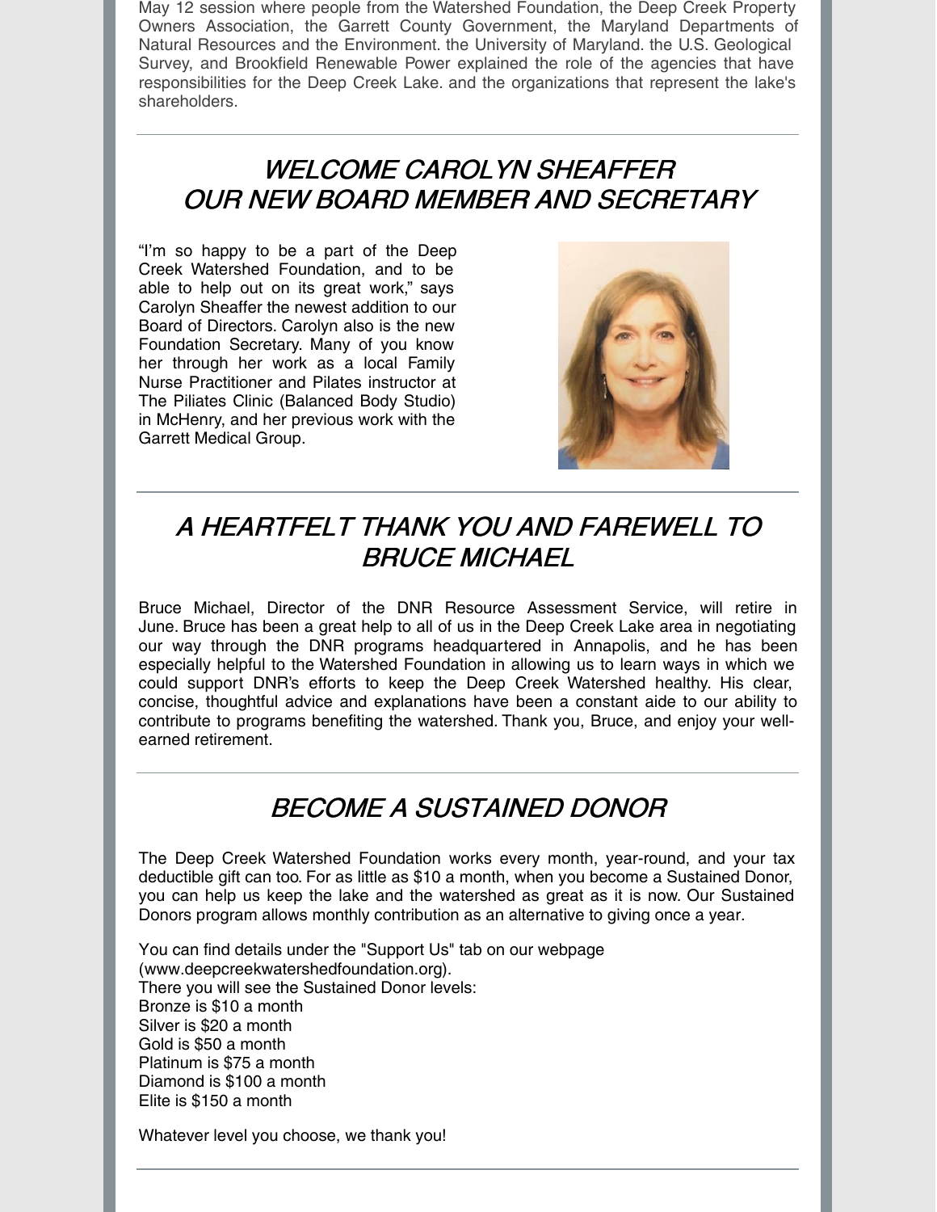May 12 session where people from the Watershed Foundation, the Deep Creek Property Owners Association, the Garrett County Government, the Maryland Departments of Natural Resources and the Environment. the University of Maryland. the U.S. Geological Survey, and Brookfield Renewable Power explained the role of the agencies that have responsibilities for the Deep Creek Lake. and the organizations that represent the lake's shareholders.

---

## *WELCOME CAROLYN SHEAFFER OUR NEW BOARD MEMBER AND SECRETARY*

"I'm so happy to be a part of the Deep Creek Watershed Foundation, and to be able to help out on its great work," says Carolyn Sheaffer the newest addition to our Board of Directors. Carolyn also is the new Foundation Secretary. Many of you know her through her work as a local Family Nurse Practitioner and Pilates instructor at The Piliates Clinic (Balanced Body Studio) in McHenry, and her previous work with the Garrett Medical Group.

---

## *A HEARTFELT THANK YOU AND FAREWELL TO BRUCE MICHAEL*

Bruce Michael, Director of the DNR Resource Assessment Service, will retire in June. Bruce has been a great help to all of us in the Deep Creek Lake area in negotiating our way through the DNR programs headquartered in Annapolis, and he has been especially helpful to the Watershed Foundation in allowing us to learn ways in which we could support DNR's efforts to keep the Deep Creek Watershed healthy. His clear, concise, thoughtful advice and explanations have been a constant aide to our ability to contribute to programs benefiting the watershed. Thank you, Bruce, and enjoy your well-earned retirement.

---

## *BECOME A SUSTAINED DONOR*

The Deep Creek Watershed Foundation works every month, year-round, and your tax deductible gift can too. For as little as $10 a month, when you become a Sustained Donor, you can help us keep the lake and the watershed as great as it is now. Our Sustained Donors program allows monthly contribution as an alternative to giving once a year.

You can find details under the "Support Us" tab on our webpage (www.deepcreekwatershedfoundation.org).
There you will see the Sustained Donor levels:
Bronze is $10 a month
Silver is $20 a month
Gold is $50 a month
Platinum is $75 a month
Diamond is $100 a month
Elite is $150 a month

Whatever level you choose, we thank you!

---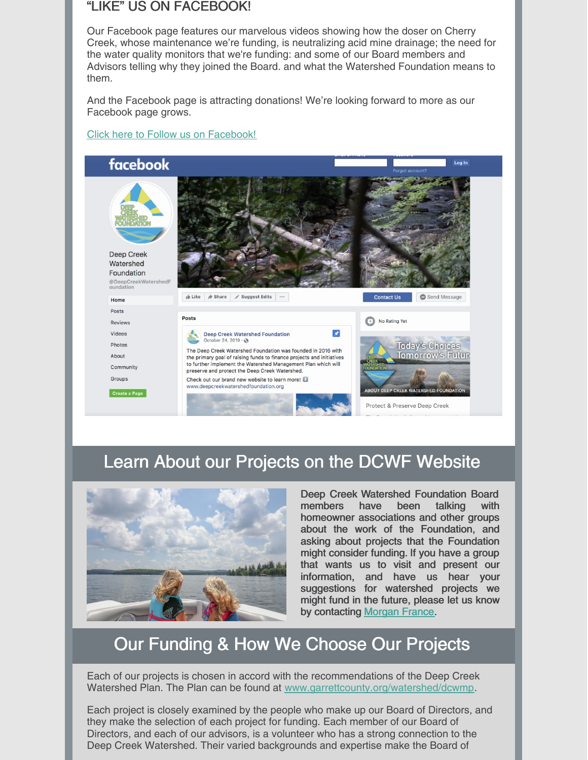## "LIKE" US ON FACEBOOK!

Our Facebook page features our marvelous videos showing how the doser on Cherry Creek, whose maintenance we're funding, is neutralizing acid mine drainage; the need for the water quality monitors that we're funding: and some of our Board members and Advisors telling why they joined the Board. and what the Watershed Foundation means to them.

And the Facebook page is attracting donations! We're looking forward to more as our Facebook page grows.

Click here to Follow us on Facebook!

# Learn About our Projects on the DCWF Website

Deep Creek Watershed Foundation Board members have been talking with homeowner associations and other groups about the work of the Foundation, and asking about projects that the Foundation might consider funding. If you have a group that wants us to visit and present our information, and have us hear your suggestions for watershed projects we might fund in the future, please let us know by contacting Morgan France.

# Our Funding & How We Choose Our Projects

Each of our projects is chosen in accord with the recommendations of the Deep Creek Watershed Plan. The Plan can be found at www.garrettcounty.org/watershed/dcwmp.

Each project is closely examined by the people who make up our Board of Directors, and they make the selection of each project for funding. Each member of our Board of Directors, and each of our advisors, is a volunteer who has a strong connection to the Deep Creek Watershed. Their varied backgrounds and expertise make the Board of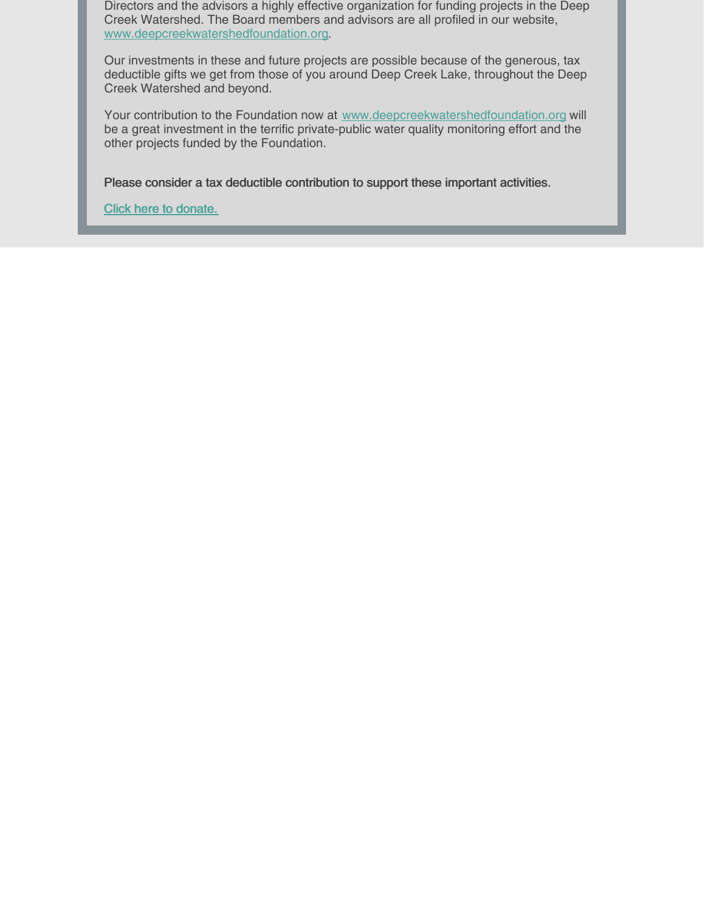Directors and the advisors a highly effective organization for funding projects in the Deep Creek Watershed. The Board members and advisors are all profiled in our website, www.deepcreekwatershedfoundation.org.

Our investments in these and future projects are possible because of the generous, tax deductible gifts we get from those of you around Deep Creek Lake, throughout the Deep Creek Watershed and beyond.

Your contribution to the Foundation now at www.deepcreekwatershedfoundation.org will be a great investment in the terrific private-public water quality monitoring effort and the other projects funded by the Foundation.

**Please consider a tax deductible contribution to support these important activities.**

Click here to donate.